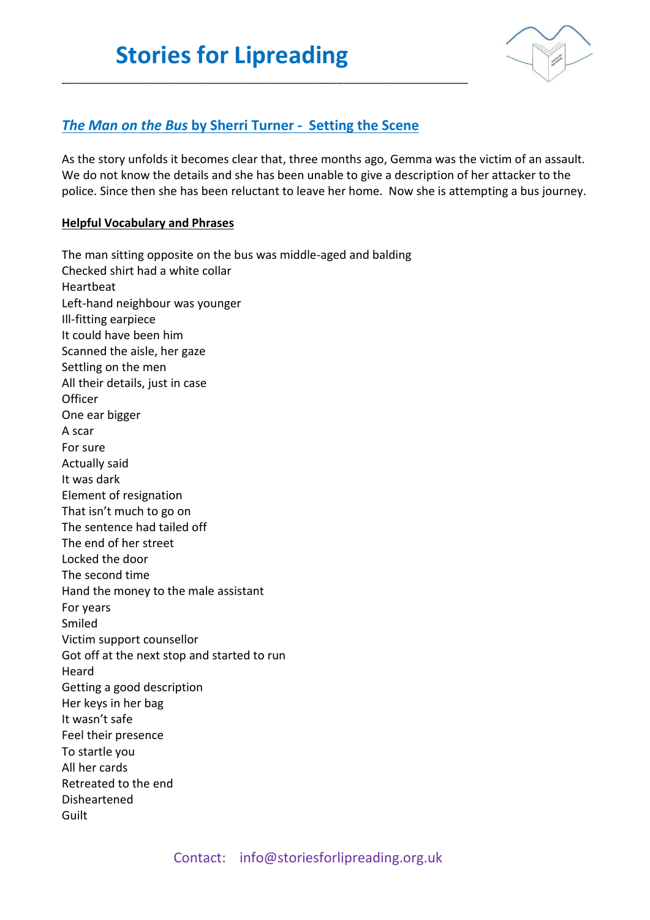# Stories for Lipreading

## *The Man on the Bus* by Sherri Turner - Setting the Scene

As the story unfolds it becomes clear that, three months ago, Gemma was the victim of an assault. We do not know the details and she has been unable to give a description of her attacker to the police. Since then she has been reluctant to leave her home. Now she is attempting a bus journey.

**Helpful Vocabulary and Phrases**

The man sitting opposite on the bus was middle-aged and balding
Checked shirt had a white collar
Heartbeat
Left-hand neighbour was younger
Ill-fitting earpiece
It could have been him
Scanned the aisle, her gaze
Settling on the men
All their details, just in case
Officer
One ear bigger
A scar
For sure
Actually said
It was dark
Element of resignation
That isn't much to go on
The sentence had tailed off
The end of her street
Locked the door
The second time
Hand the money to the male assistant
For years
Smiled
Victim support counsellor
Got off at the next stop and started to run
Heard
Getting a good description
Her keys in her bag
It wasn't safe
Feel their presence
To startle you
All her cards
Retreated to the end
Disheartened
Guilt

Contact: info@storiesforlipreading.org.uk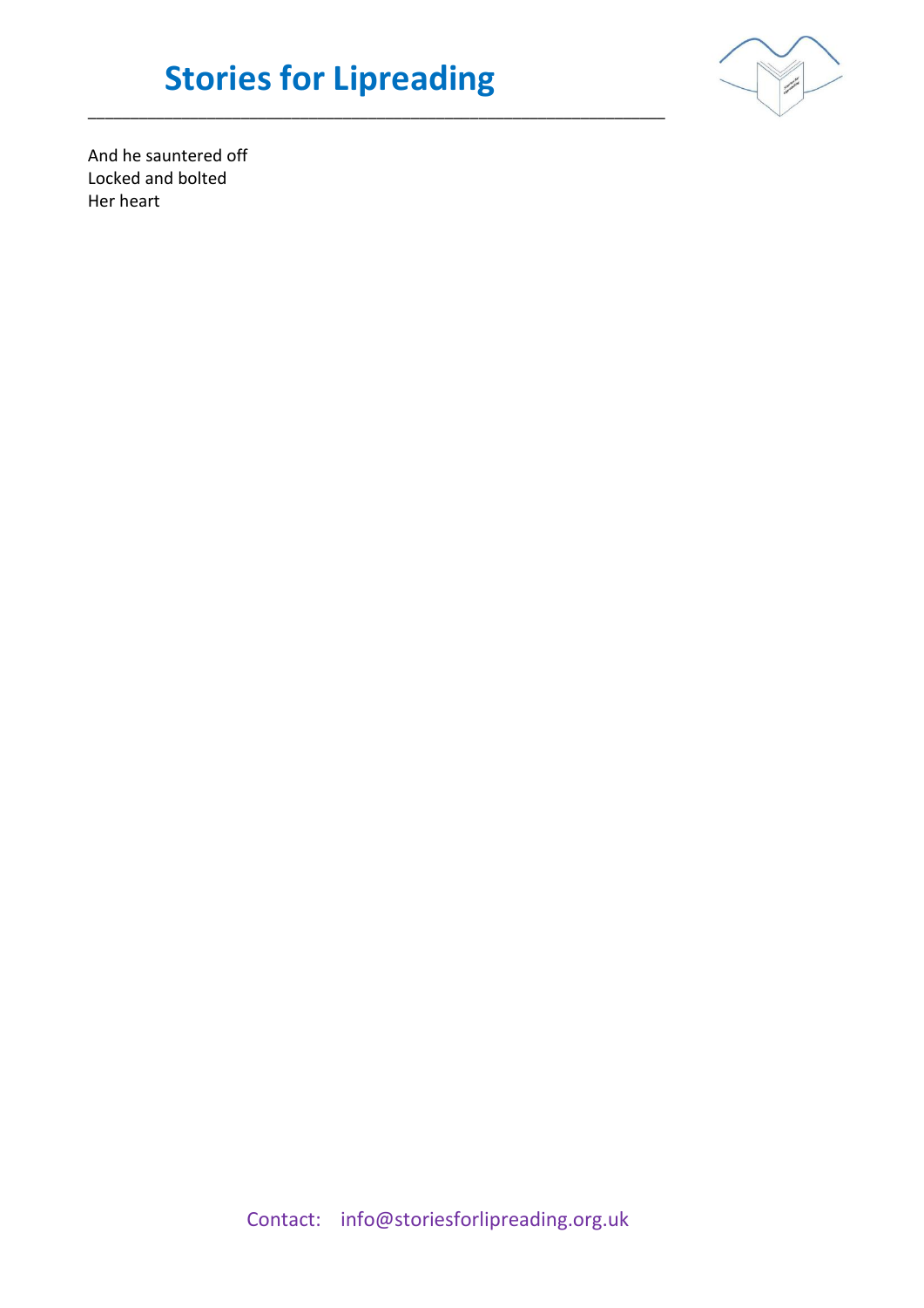And he sauntered off
Locked and bolted
Her heart